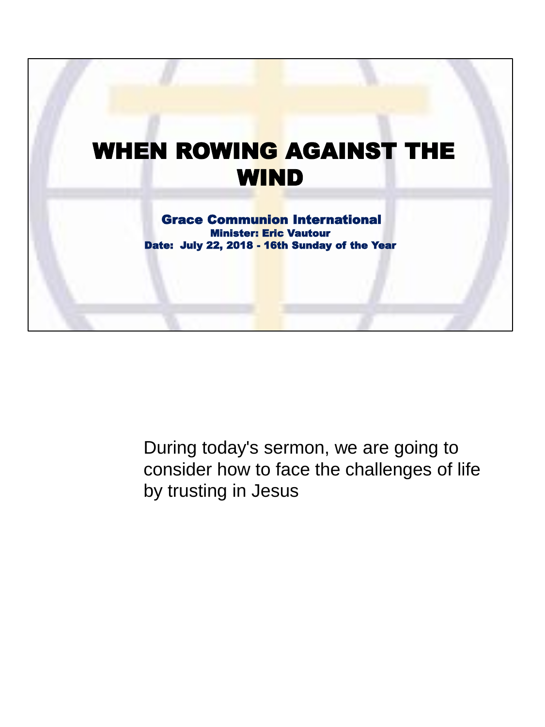# WHEN ROWING AGAINST THE WIND

**Grace Communion International**
**Minister: Eric Vautour**
**Date: July 22, 2018 - 16th Sunday of the Year**

During today's sermon, we are going to consider how to face the challenges of life by trusting in Jesus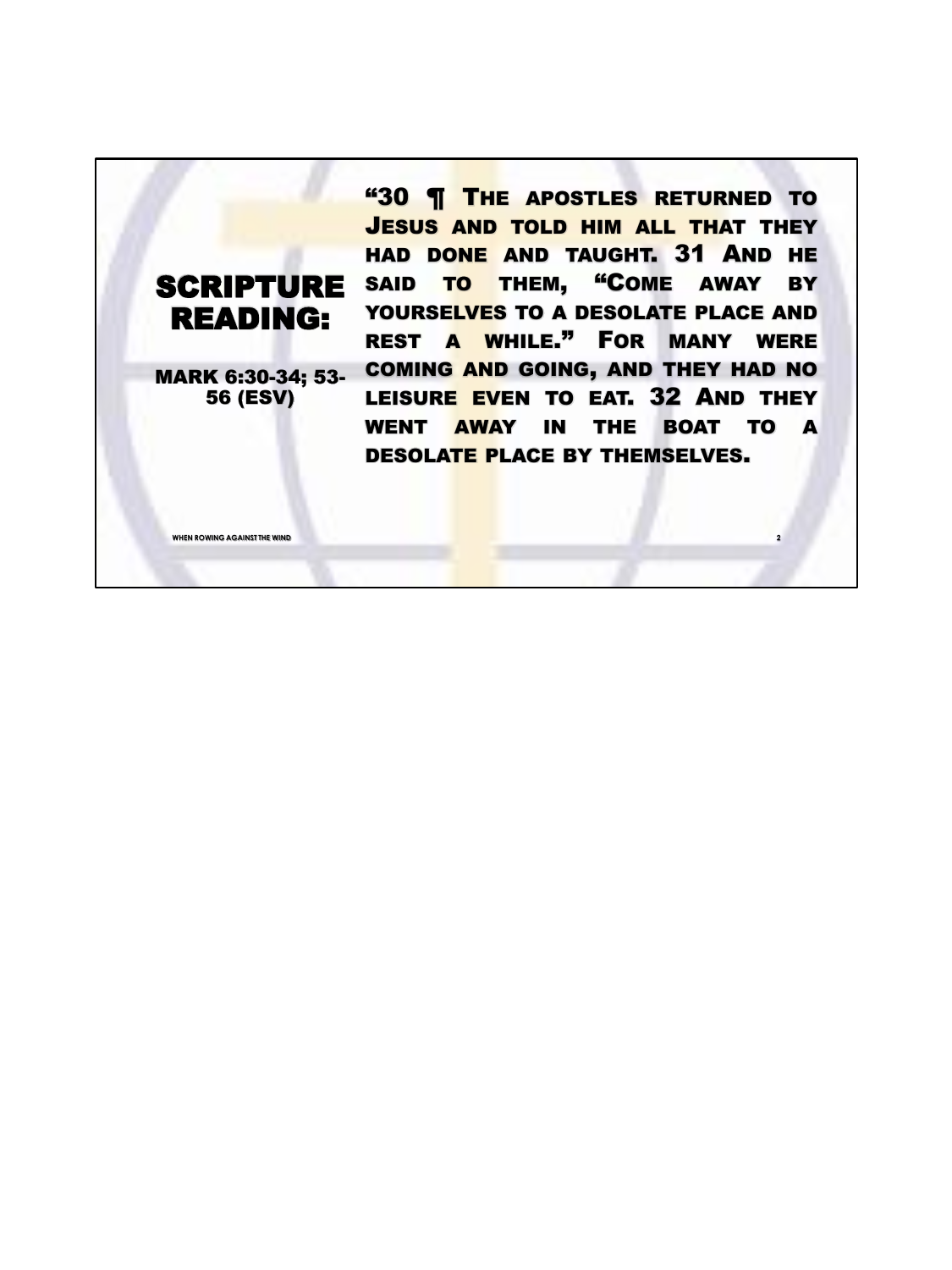## SCRIPTURE READING:

MARK 6:30-34; 53-56 (ESV)

"30 ¶ The apostles returned to Jesus and told him all that they had done and taught. 31 And he said to them, "Come away by yourselves to a desolate place and rest a while." For many were coming and going, and they had no leisure even to eat. 32 And they went away in the boat to a desolate place by themselves.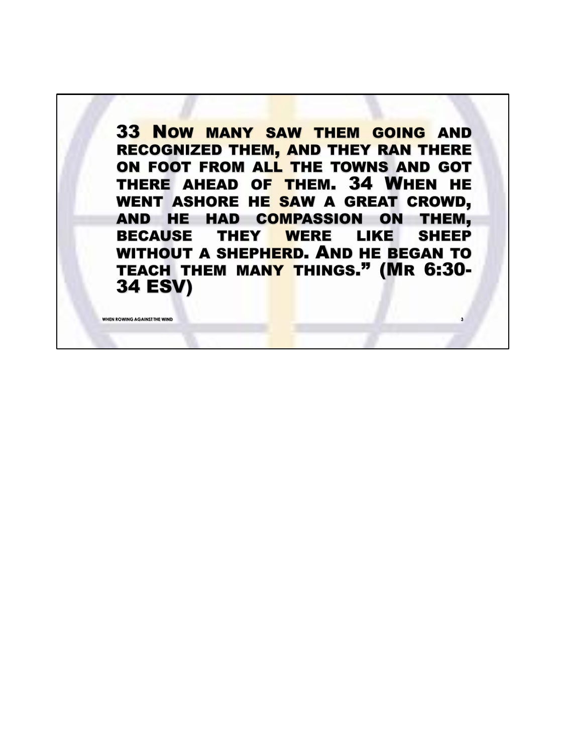**33 Now many saw them going and recognized them, and they ran there on foot from all the towns and got there ahead of them. 34 When he went ashore he saw a great crowd, and he had compassion on them, because they were like sheep without a shepherd. And he began to teach them many things." (Mr 6:30-34 ESV)**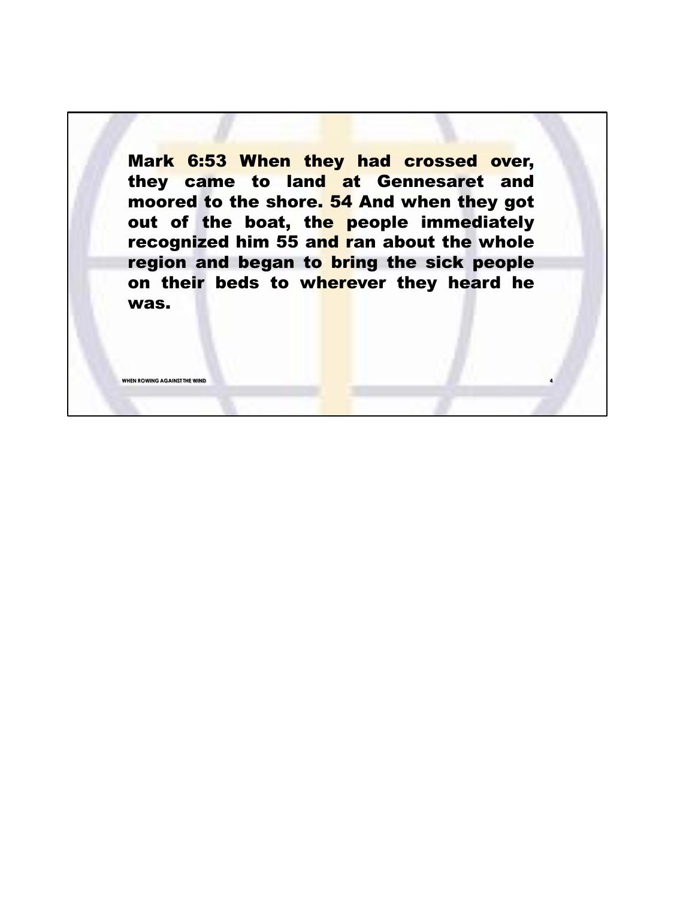**Mark 6:53 When they had crossed over, they came to land at Gennesaret and moored to the shore. 54 And when they got out of the boat, the people immediately recognized him 55 and ran about the whole region and began to bring the sick people on their beds to wherever they heard he was.**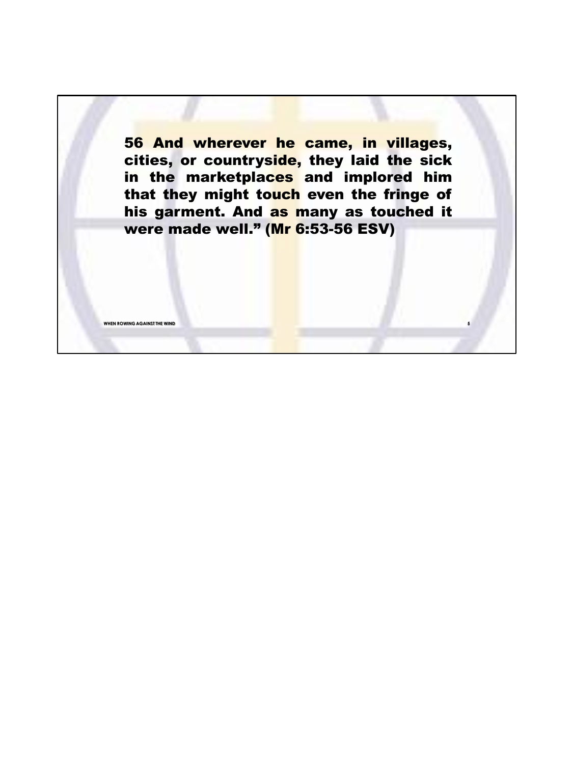56 And wherever he came, in villages, cities, or countryside, they laid the sick in the marketplaces and implored him that they might touch even the fringe of his garment. And as many as touched it were made well.” (Mr 6:53-56 ESV)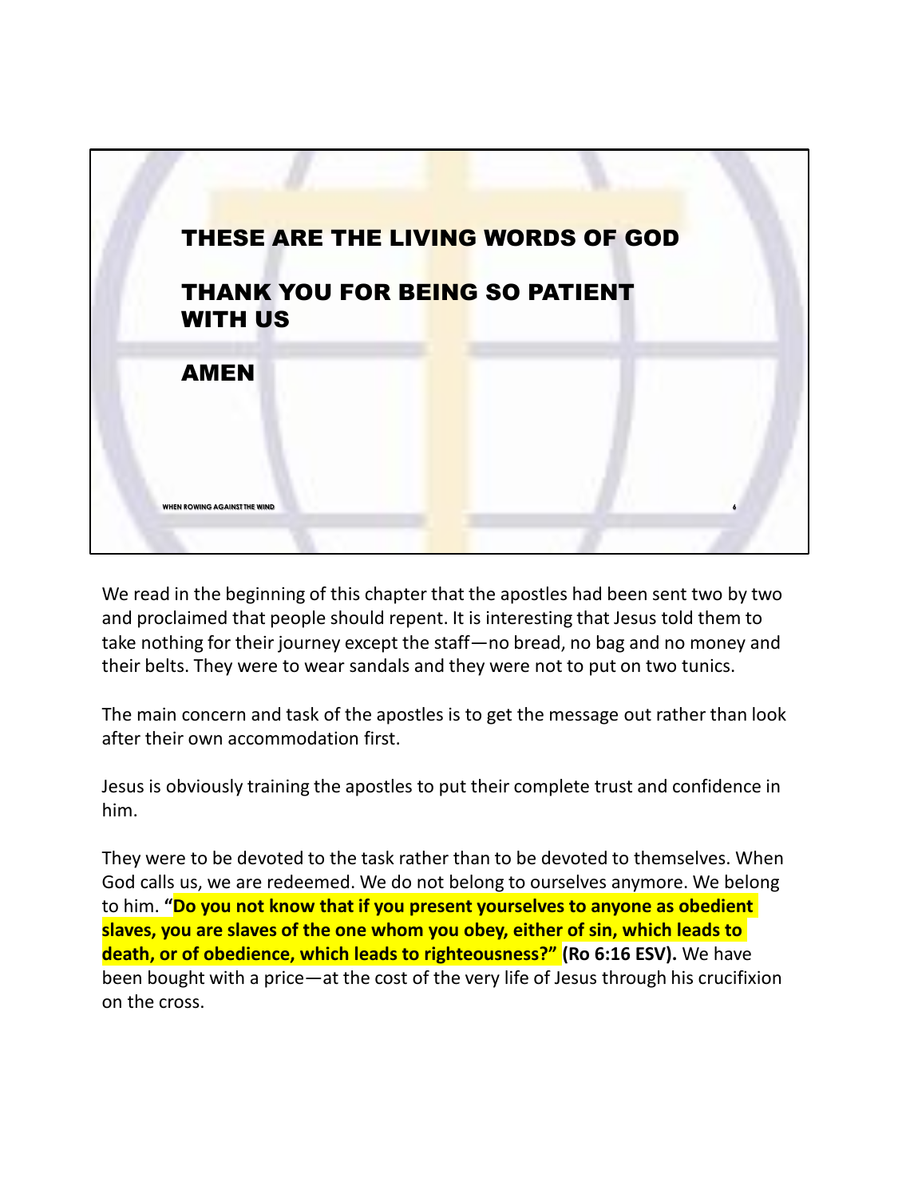**THESE ARE THE LIVING WORDS OF GOD**

**THANK YOU FOR BEING SO PATIENT WITH US**

**AMEN**

We read in the beginning of this chapter that the apostles had been sent two by two and proclaimed that people should repent. It is interesting that Jesus told them to take nothing for their journey except the staff—no bread, no bag and no money and their belts. They were to wear sandals and they were not to put on two tunics.

The main concern and task of the apostles is to get the message out rather than look after their own accommodation first.

Jesus is obviously training the apostles to put their complete trust and confidence in him.

They were to be devoted to the task rather than to be devoted to themselves. When God calls us, we are redeemed. We do not belong to ourselves anymore. We belong to him. **"Do you not know that if you present yourselves to anyone as obedient slaves, you are slaves of the one whom you obey, either of sin, which leads to death, or of obedience, which leads to righteousness?" (Ro 6:16 ESV).** We have been bought with a price—at the cost of the very life of Jesus through his crucifixion on the cross.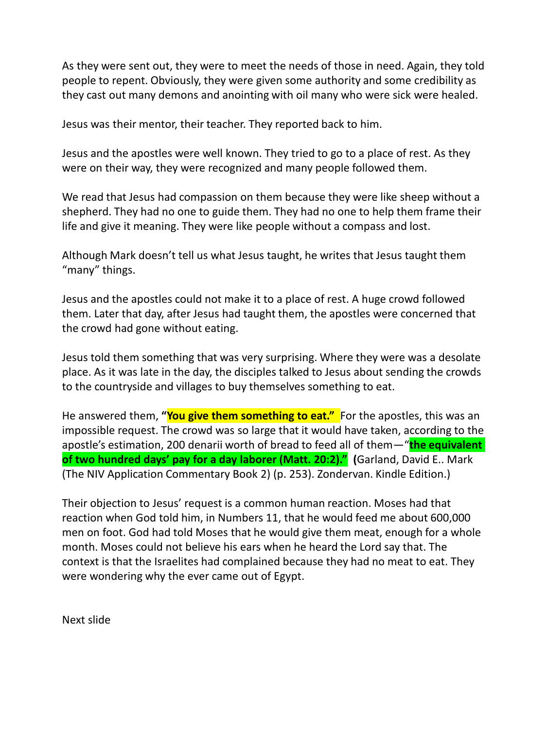As they were sent out, they were to meet the needs of those in need. Again, they told people to repent. Obviously, they were given some authority and some credibility as they cast out many demons and anointing with oil many who were sick were healed.

Jesus was their mentor, their teacher. They reported back to him.

Jesus and the apostles were well known. They tried to go to a place of rest. As they were on their way, they were recognized and many people followed them.

We read that Jesus had compassion on them because they were like sheep without a shepherd. They had no one to guide them. They had no one to help them frame their life and give it meaning. They were like people without a compass and lost.

Although Mark doesn't tell us what Jesus taught, he writes that Jesus taught them "many" things.

Jesus and the apostles could not make it to a place of rest. A huge crowd followed them. Later that day, after Jesus had taught them, the apostles were concerned that the crowd had gone without eating.

Jesus told them something that was very surprising. Where they were was a desolate place. As it was late in the day, the disciples talked to Jesus about sending the crowds to the countryside and villages to buy themselves something to eat.

He answered them, **"You give them something to eat."** For the apostles, this was an impossible request. The crowd was so large that it would have taken, according to the apostle's estimation, 200 denarii worth of bread to feed all of them—"**the equivalent of two hundred days' pay for a day laborer (Matt. 20:2)."** **(**Garland, David E.. Mark (The NIV Application Commentary Book 2) (p. 253). Zondervan. Kindle Edition.)

Their objection to Jesus' request is a common human reaction. Moses had that reaction when God told him, in Numbers 11, that he would feed me about 600,000 men on foot. God had told Moses that he would give them meat, enough for a whole month. Moses could not believe his ears when he heard the Lord say that. The context is that the Israelites had complained because they had no meat to eat. They were wondering why the ever came out of Egypt.

Next slide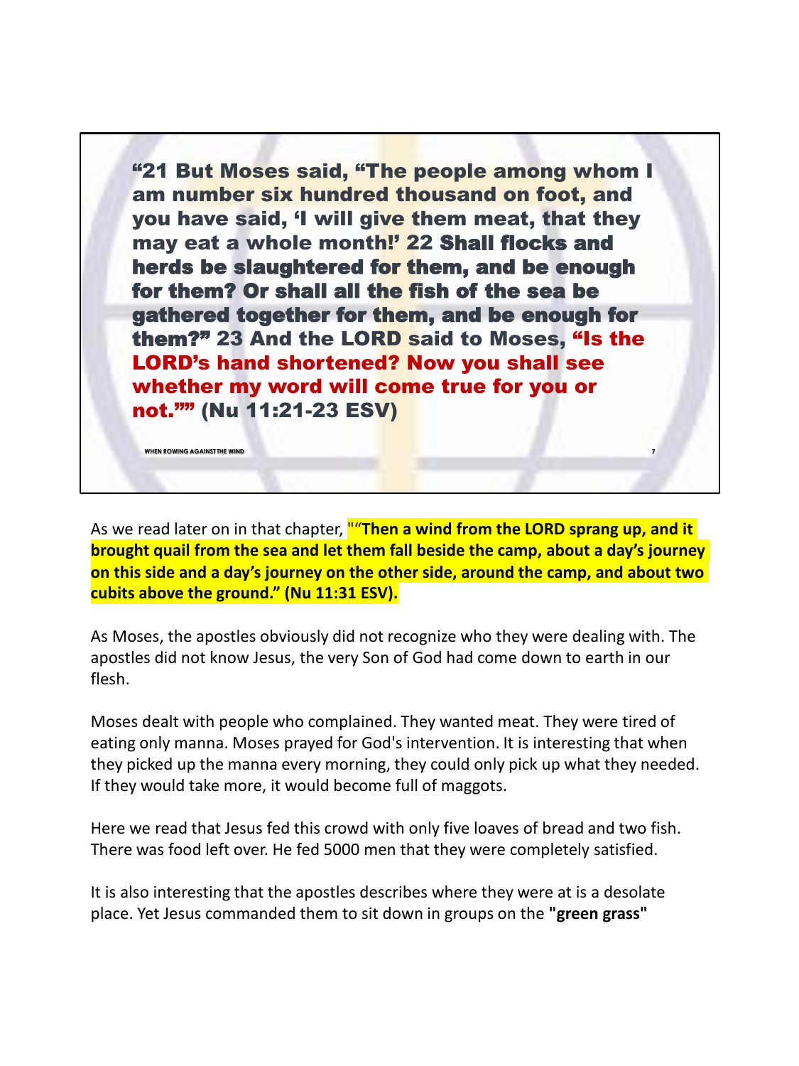**"21 But Moses said, "The people among whom I am number six hundred thousand on foot, and you have said, 'I will give them meat, that they may eat a whole month!' 22 Shall flocks and herds be slaughtered for them, and be enough for them? Or shall all the fish of the sea be gathered together for them, and be enough for them?" 23 And the LORD said to Moses, "Is the LORD's hand shortened? Now you shall see whether my word will come true for you or not."" (Nu 11:21-23 ESV)**

As we read later on in that chapter, **""Then a wind from the LORD sprang up, and it brought quail from the sea and let them fall beside the camp, about a day's journey on this side and a day's journey on the other side, around the camp, and about two cubits above the ground." (Nu 11:31 ESV).**

As Moses, the apostles obviously did not recognize who they were dealing with. The apostles did not know Jesus, the very Son of God had come down to earth in our flesh.

Moses dealt with people who complained. They wanted meat. They were tired of eating only manna. Moses prayed for God's intervention. It is interesting that when they picked up the manna every morning, they could only pick up what they needed. If they would take more, it would become full of maggots.

Here we read that Jesus fed this crowd with only five loaves of bread and two fish. There was food left over. He fed 5000 men that they were completely satisfied.

It is also interesting that the apostles describes where they were at is a desolate place. Yet Jesus commanded them to sit down in groups on the **"green grass"**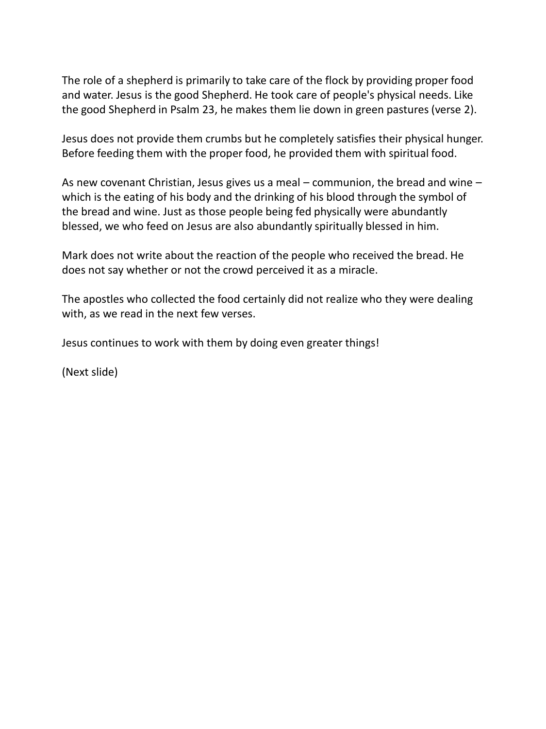The role of a shepherd is primarily to take care of the flock by providing proper food and water. Jesus is the good Shepherd. He took care of people's physical needs. Like the good Shepherd in Psalm 23, he makes them lie down in green pastures (verse 2).

Jesus does not provide them crumbs but he completely satisfies their physical hunger. Before feeding them with the proper food, he provided them with spiritual food.

As new covenant Christian, Jesus gives us a meal – communion, the bread and wine – which is the eating of his body and the drinking of his blood through the symbol of the bread and wine. Just as those people being fed physically were abundantly blessed, we who feed on Jesus are also abundantly spiritually blessed in him.

Mark does not write about the reaction of the people who received the bread. He does not say whether or not the crowd perceived it as a miracle.

The apostles who collected the food certainly did not realize who they were dealing with, as we read in the next few verses.

Jesus continues to work with them by doing even greater things!

(Next slide)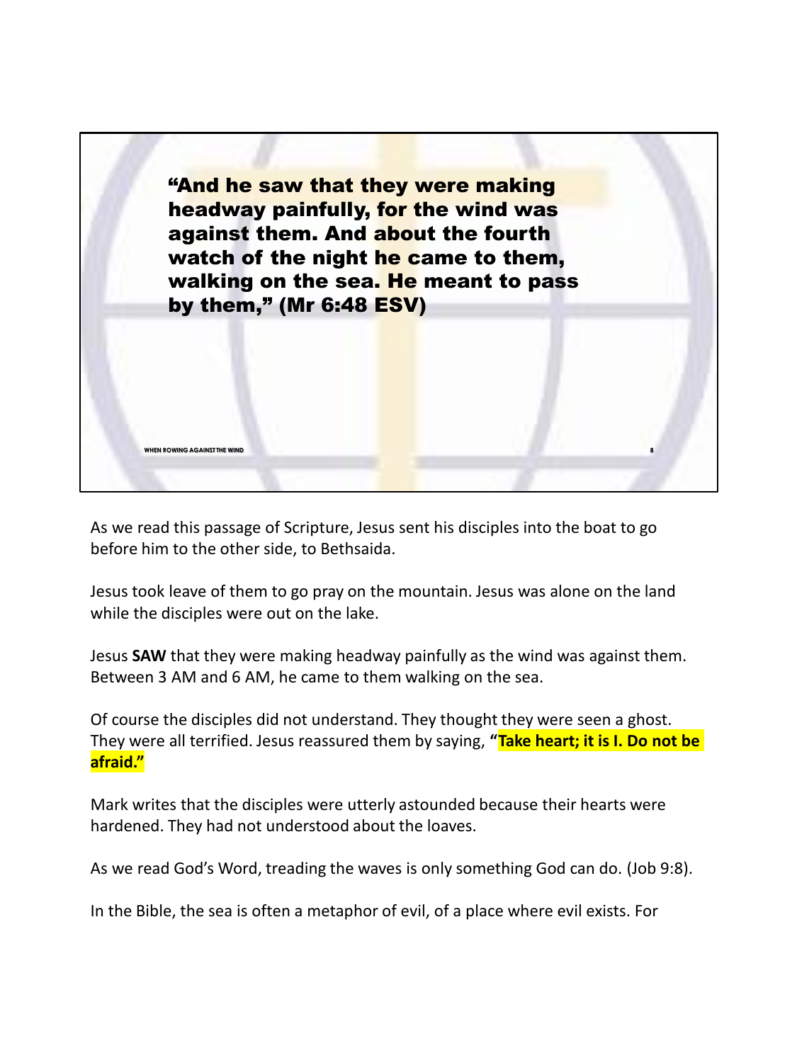**"And he saw that they were making headway painfully, for the wind was against them. And about the fourth watch of the night he came to them, walking on the sea. He meant to pass by them," (Mr 6:48 ESV)**

As we read this passage of Scripture, Jesus sent his disciples into the boat to go before him to the other side, to Bethsaida.

Jesus took leave of them to go pray on the mountain. Jesus was alone on the land while the disciples were out on the lake.

Jesus **SAW** that they were making headway painfully as the wind was against them. Between 3 AM and 6 AM, he came to them walking on the sea.

Of course the disciples did not understand. They thought they were seen a ghost. They were all terrified. Jesus reassured them by saying, **"Take heart; it is I. Do not be afraid."**

Mark writes that the disciples were utterly astounded because their hearts were hardened. They had not understood about the loaves.

As we read God's Word, treading the waves is only something God can do. (Job 9:8).

In the Bible, the sea is often a metaphor of evil, of a place where evil exists. For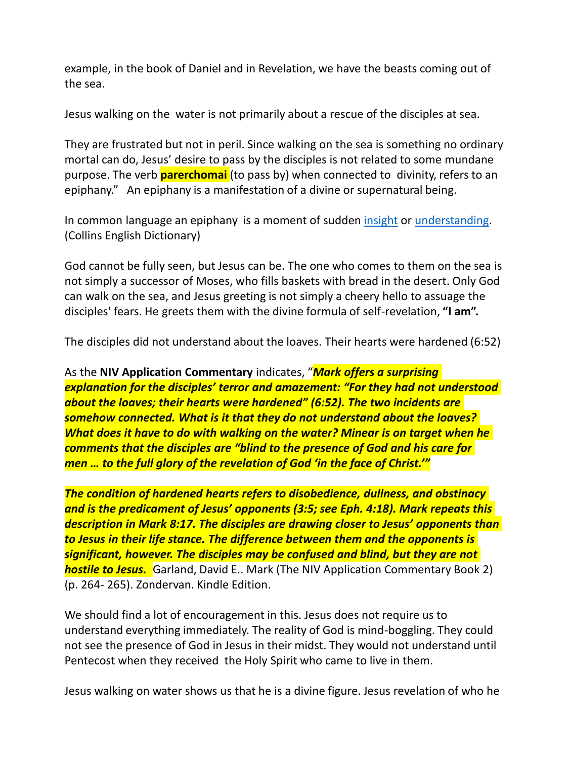example, in the book of Daniel and in Revelation, we have the beasts coming out of the sea.

Jesus walking on the water is not primarily about a rescue of the disciples at sea.

They are frustrated but not in peril. Since walking on the sea is something no ordinary mortal can do, Jesus' desire to pass by the disciples is not related to some mundane purpose. The verb **parerchomai** (to pass by) when connected to divinity, refers to an epiphany." An epiphany is a manifestation of a divine or supernatural being.

In common language an epiphany is a moment of sudden insight or understanding. (Collins English Dictionary)

God cannot be fully seen, but Jesus can be. The one who comes to them on the sea is not simply a successor of Moses, who fills baskets with bread in the desert. Only God can walk on the sea, and Jesus greeting is not simply a cheery hello to assuage the disciples' fears. He greets them with the divine formula of self-revelation, **"I am".**

The disciples did not understand about the loaves. Their hearts were hardened (6:52)

As the **NIV Application Commentary** indicates, "***Mark offers a surprising explanation for the disciples' terror and amazement: "For they had not understood about the loaves; their hearts were hardened" (6:52). The two incidents are somehow connected. What is it that they do not understand about the loaves? What does it have to do with walking on the water? Minear is on target when he comments that the disciples are "blind to the presence of God and his care for men … to the full glory of the revelation of God 'in the face of Christ.'"***

***The condition of hardened hearts refers to disobedience, dullness, and obstinacy and is the predicament of Jesus' opponents (3:5; see Eph. 4:18). Mark repeats this description in Mark 8:17. The disciples are drawing closer to Jesus' opponents than to Jesus in their life stance. The difference between them and the opponents is significant, however. The disciples may be confused and blind, but they are not hostile to Jesus.*** Garland, David E.. Mark (The NIV Application Commentary Book 2) (p. 264- 265). Zondervan. Kindle Edition.

We should find a lot of encouragement in this. Jesus does not require us to understand everything immediately. The reality of God is mind-boggling. They could not see the presence of God in Jesus in their midst. They would not understand until Pentecost when they received the Holy Spirit who came to live in them.

Jesus walking on water shows us that he is a divine figure. Jesus revelation of who he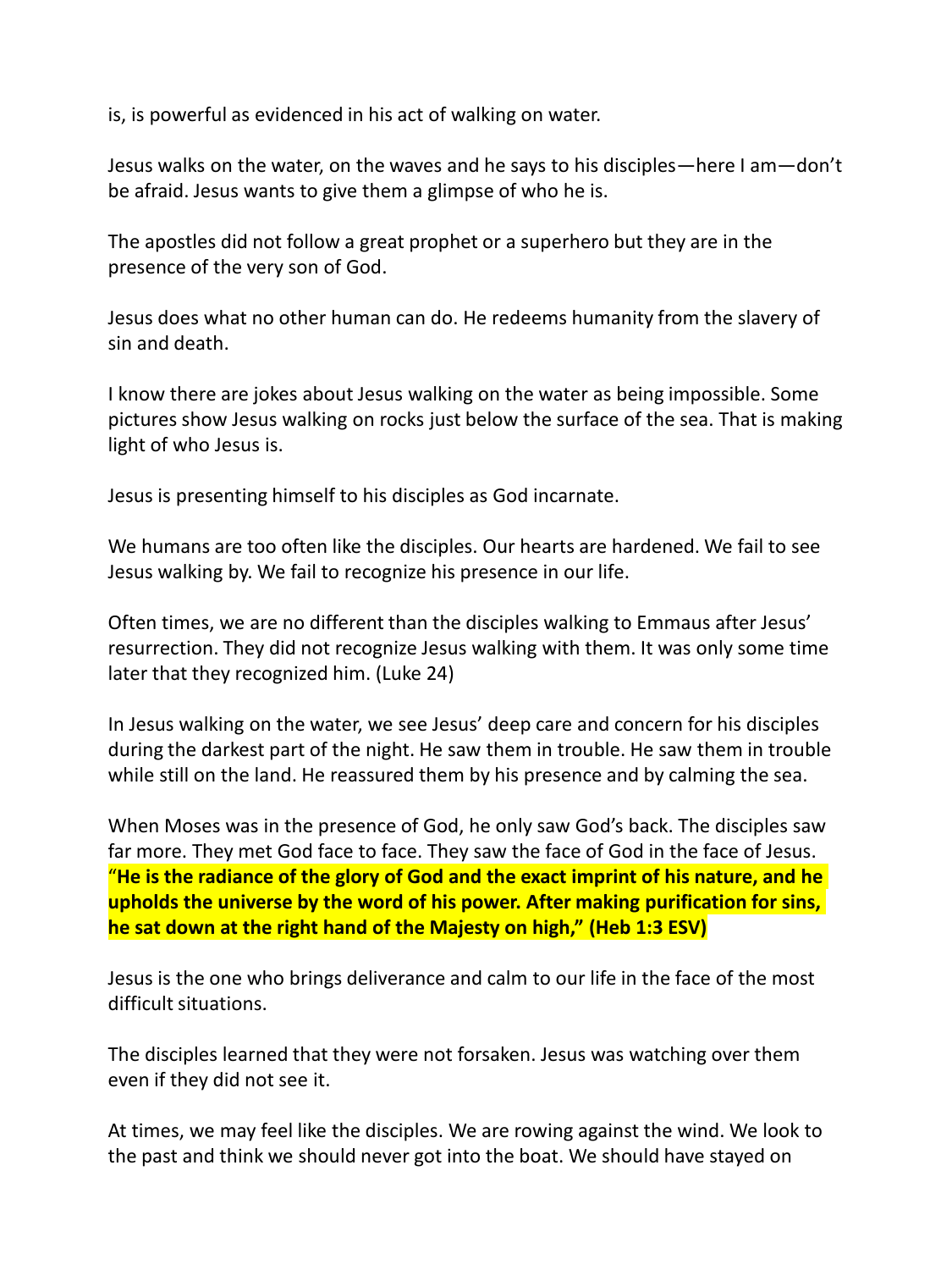is, is powerful as evidenced in his act of walking on water.

Jesus walks on the water, on the waves and he says to his disciples—here I am—don't be afraid. Jesus wants to give them a glimpse of who he is.

The apostles did not follow a great prophet or a superhero but they are in the presence of the very son of God.

Jesus does what no other human can do. He redeems humanity from the slavery of sin and death.

I know there are jokes about Jesus walking on the water as being impossible. Some pictures show Jesus walking on rocks just below the surface of the sea. That is making light of who Jesus is.

Jesus is presenting himself to his disciples as God incarnate.

We humans are too often like the disciples. Our hearts are hardened. We fail to see Jesus walking by. We fail to recognize his presence in our life.

Often times, we are no different than the disciples walking to Emmaus after Jesus' resurrection. They did not recognize Jesus walking with them. It was only some time later that they recognized him. (Luke 24)

In Jesus walking on the water, we see Jesus' deep care and concern for his disciples during the darkest part of the night. He saw them in trouble. He saw them in trouble while still on the land. He reassured them by his presence and by calming the sea.

When Moses was in the presence of God, he only saw God's back. The disciples saw far more. They met God face to face. They saw the face of God in the face of Jesus. "**He is the radiance of the glory of God and the exact imprint of his nature, and he upholds the universe by the word of his power. After making purification for sins, he sat down at the right hand of the Majesty on high," (Heb 1:3 ESV)**

Jesus is the one who brings deliverance and calm to our life in the face of the most difficult situations.

The disciples learned that they were not forsaken. Jesus was watching over them even if they did not see it.

At times, we may feel like the disciples. We are rowing against the wind. We look to the past and think we should never got into the boat. We should have stayed on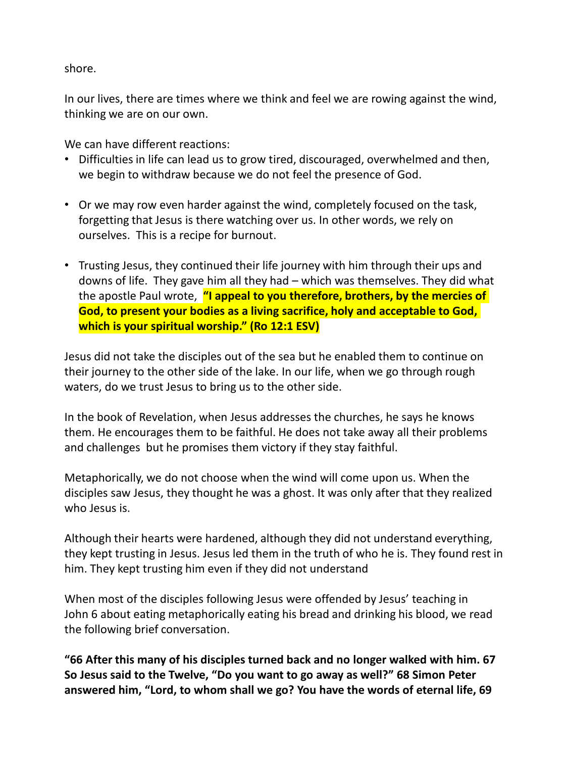shore.

In our lives, there are times where we think and feel we are rowing against the wind, thinking we are on our own.

We can have different reactions:

- Difficulties in life can lead us to grow tired, discouraged, overwhelmed and then, we begin to withdraw because we do not feel the presence of God.

- Or we may row even harder against the wind, completely focused on the task, forgetting that Jesus is there watching over us. In other words, we rely on ourselves. This is a recipe for burnout.

- Trusting Jesus, they continued their life journey with him through their ups and downs of life. They gave him all they had – which was themselves. They did what the apostle Paul wrote, **"I appeal to you therefore, brothers, by the mercies of God, to present your bodies as a living sacrifice, holy and acceptable to God, which is your spiritual worship." (Ro 12:1 ESV)**

Jesus did not take the disciples out of the sea but he enabled them to continue on their journey to the other side of the lake. In our life, when we go through rough waters, do we trust Jesus to bring us to the other side.

In the book of Revelation, when Jesus addresses the churches, he says he knows them. He encourages them to be faithful. He does not take away all their problems and challenges but he promises them victory if they stay faithful.

Metaphorically, we do not choose when the wind will come upon us. When the disciples saw Jesus, they thought he was a ghost. It was only after that they realized who Jesus is.

Although their hearts were hardened, although they did not understand everything, they kept trusting in Jesus. Jesus led them in the truth of who he is. They found rest in him. They kept trusting him even if they did not understand

When most of the disciples following Jesus were offended by Jesus' teaching in John 6 about eating metaphorically eating his bread and drinking his blood, we read the following brief conversation.

**"66 After this many of his disciples turned back and no longer walked with him. 67 So Jesus said to the Twelve, "Do you want to go away as well?" 68 Simon Peter answered him, "Lord, to whom shall we go? You have the words of eternal life, 69**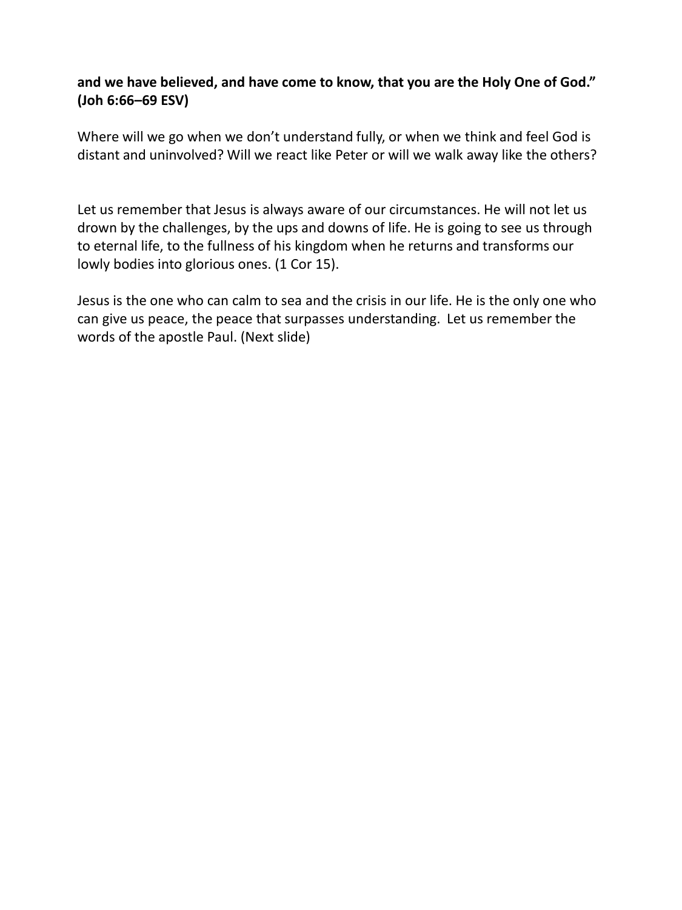**and we have believed, and have come to know, that you are the Holy One of God." (Joh 6:66–69 ESV)**

Where will we go when we don't understand fully, or when we think and feel God is distant and uninvolved? Will we react like Peter or will we walk away like the others?

Let us remember that Jesus is always aware of our circumstances. He will not let us drown by the challenges, by the ups and downs of life. He is going to see us through to eternal life, to the fullness of his kingdom when he returns and transforms our lowly bodies into glorious ones. (1 Cor 15).

Jesus is the one who can calm to sea and the crisis in our life. He is the only one who can give us peace, the peace that surpasses understanding. Let us remember the words of the apostle Paul. (Next slide)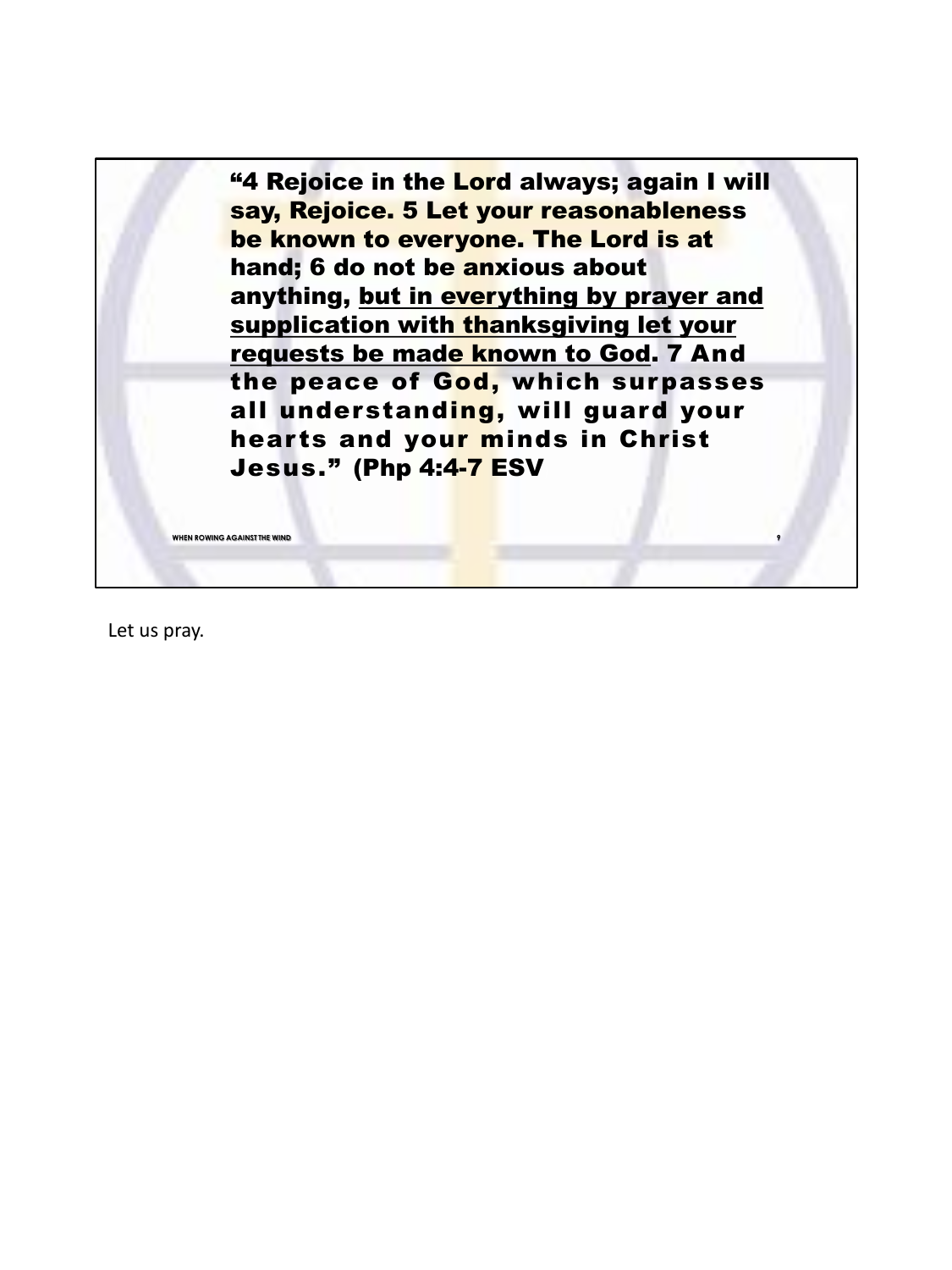"4 Rejoice in the Lord always; again I will say, Rejoice. 5 Let your reasonableness be known to everyone. The Lord is at hand; 6 do not be anxious about anything, <u>but in everything by prayer and supplication with thanksgiving let your requests be made known to God</u>. 7 And the peace of God, which surpasses all understanding, will guard your hearts and your minds in Christ Jesus." (Php 4:4-7 ESV

Let us pray.